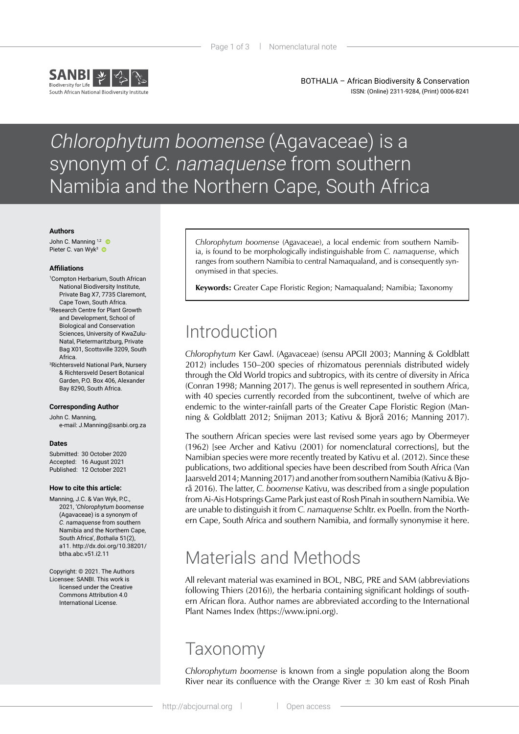# *Chlorophytum boomense* (Agavaceae) is a synonym of *C. namaquense* from southern Namibia and the Northern Cape, South Africa

**Authors**

John C. Manning[1,2]
Pieter C. van Wyk[3]

**Affiliations**

[1]Compton Herbarium, South African National Biodiversity Institute, Private Bag X7, 7735 Claremont, Cape Town, South Africa.
[2]Research Centre for Plant Growth and Development, School of Biological and Conservation Sciences, University of KwaZulu-Natal, Pietermaritzburg, Private Bag X01, Scottsville 3209, South Africa.
[3]Richtersveld National Park, Nursery & Richtersveld Desert Botanical Garden, P.O. Box 406, Alexander Bay 8290, South Africa.

**Corresponding Author**

John C. Manning,
e-mail: J.Manning@sanbi.org.za

**Dates**

Submitted: 30 October 2020
Accepted: 16 August 2021
Published: 12 October 2021

**How to cite this article:**

Manning, J.C. & Van Wyk, P.C., 2021, '*Chlorophytum boomense* (Agavaceae) is a synonym of *C. namaquense* from southern Namibia and the Northern Cape, South Africa', *Bothalia* 51(2), a11. http://dx.doi.org/10.38201/btha.abc.v51.i2.11

Copyright: © 2021. The Authors
Licensee: SANBI. This work is licensed under the Creative Commons Attribution 4.0 International License.

*Chlorophytum boomense* (Agavaceae), a local endemic from southern Namibia, is found to be morphologically indistinguishable from *C. namaquense*, which ranges from southern Namibia to central Namaqualand, and is consequently synonymised in that species.

**Keywords:** Greater Cape Floristic Region; Namaqualand; Namibia; Taxonomy

## Introduction

*Chlorophytum* Ker Gawl. (Agavaceae) (sensu APGII 2003; Manning & Goldblatt 2012) includes 150–200 species of rhizomatous perennials distributed widely through the Old World tropics and subtropics, with its centre of diversity in Africa (Conran 1998; Manning 2017). The genus is well represented in southern Africa, with 40 species currently recorded from the subcontinent, twelve of which are endemic to the winter-rainfall parts of the Greater Cape Floristic Region (Manning & Goldblatt 2012; Snijman 2013; Kativu & Bjorå 2016; Manning 2017).

The southern African species were last revised some years ago by Obermeyer (1962) [see Archer and Kativu (2001) for nomenclatural corrections], but the Namibian species were more recently treated by Kativu et al. (2012). Since these publications, two additional species have been described from South Africa (Van Jaarsveld 2014; Manning 2017) and another from southern Namibia (Kativu & Bjorå 2016). The latter, *C. boomense* Kativu, was described from a single population from Ai-Ais Hotsprings Game Park just east of Rosh Pinah in southern Namibia. We are unable to distinguish it from *C. namaquense* Schltr. ex Poelln. from the Northern Cape, South Africa and southern Namibia, and formally synonymise it here.

## Materials and Methods

All relevant material was examined in BOL, NBG, PRE and SAM (abbreviations following Thiers (2016)), the herbaria containing significant holdings of southern African flora. Author names are abbreviated according to the International Plant Names Index (https://www.ipni.org).

## Taxonomy

*Chlorophytum boomense* is known from a single population along the Boom River near its confluence with the Orange River ± 30 km east of Rosh Pinah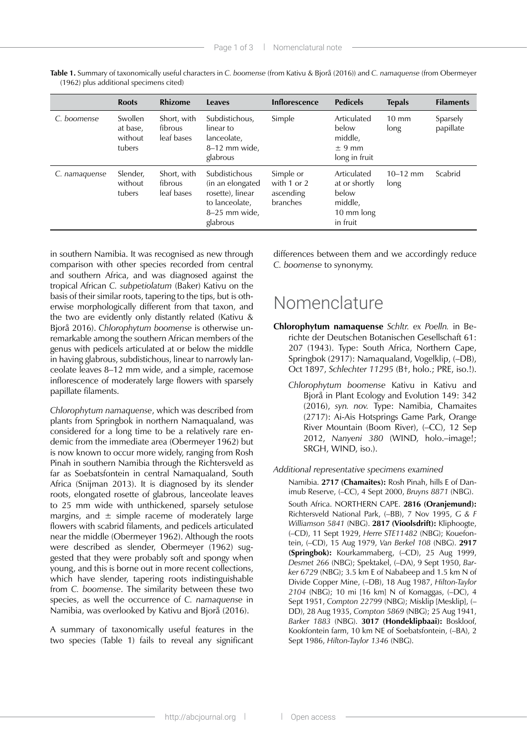**Table 1.** Summary of taxonomically useful characters in *C. boomense* (from Kativu & Bjorå (2016)) and *C. namaquense* (from Obermeyer (1962) plus additional specimens cited)

| | Roots | Rhizome | Leaves | Inflorescence | Pedicels | Tepals | Filaments |
|---|---|---|---|---|---|---|---|
| *C. boomense* | Swollen at base, without tubers | Short, with fibrous leaf bases | Subdistichous, linear to lanceolate, 8–12 mm wide, glabrous | Simple | Articulated below middle, ± 9 mm long in fruit | 10 mm long | Sparsely papillate |
| *C. namaquense* | Slender, without tubers | Short, with fibrous leaf bases | Subdistichous (in an elongated rosette), linear to lanceolate, 8–25 mm wide, glabrous | Simple or with 1 or 2 ascending branches | Articulated at or shortly below middle, 10 mm long in fruit | 10–12 mm long | Scabrid |

in southern Namibia. It was recognised as new through comparison with other species recorded from central and southern Africa, and was diagnosed against the tropical African *C. subpetiolatum* (Baker) Kativu on the basis of their similar roots, tapering to the tips, but is otherwise morphologically different from that taxon, and the two are evidently only distantly related (Kativu & Bjorå 2016). *Chlorophytum boomense* is otherwise unremarkable among the southern African members of the genus with pedicels articulated at or below the middle in having glabrous, subdistichous, linear to narrowly lanceolate leaves 8–12 mm wide, and a simple, racemose inflorescence of moderately large flowers with sparsely papillate filaments.

*Chlorophytum namaquense*, which was described from plants from Springbok in northern Namaqualand, was considered for a long time to be a relatively rare endemic from the immediate area (Obermeyer 1962) but is now known to occur more widely, ranging from Rosh Pinah in southern Namibia through the Richtersveld as far as Soebatsfontein in central Namaqualand, South Africa (Snijman 2013). It is diagnosed by its slender roots, elongated rosette of glabrous, lanceolate leaves to 25 mm wide with unthickened, sparsely setulose margins, and ± simple raceme of moderately large flowers with scabrid filaments, and pedicels articulated near the middle (Obermeyer 1962). Although the roots were described as slender, Obermeyer (1962) suggested that they were probably soft and spongy when young, and this is borne out in more recent collections, which have slender, tapering roots indistinguishable from *C. boomense*. The similarity between these two species, as well the occurrence of *C. namaquense* in Namibia, was overlooked by Kativu and Bjorå (2016).

A summary of taxonomically useful features in the two species (Table 1) fails to reveal any significant differences between them and we accordingly reduce *C. boomense* to synonymy.

# Nomenclature

**Chlorophytum namaquense** *Schltr. ex Poelln.* in Berichte der Deutschen Botanischen Gesellschaft 61: 207 (1943). Type: South Africa, Northern Cape, Springbok (2917): Namaqualand, Vogelklip, (–DB), Oct 1897, *Schlechter 11295* (B†, holo.; PRE, iso.!).

*Chlorophytum boomense* Kativu in Kativu and Bjorå in Plant Ecology and Evolution 149: 342 (2016), *syn. nov.* Type: Namibia, Chamaites (2717): Ai-Ais Hotsprings Game Park, Orange River Mountain (Boom River), (–CC), 12 Sep 2012, *Nanyeni 380* (WIND, holo.–image!; SRGH, WIND, iso.).

*Additional representative specimens examined*

Namibia. **2717 (Chamaites):** Rosh Pinah, hills E of Danimub Reserve, (–CC), 4 Sept 2000, *Bruyns 8871* (NBG).

South Africa. NORTHERN CAPE. **2816 (Oranjemund):** Richtersveld National Park, (–BB), 7 Nov 1995, *G & F Williamson 5841* (NBG). **2817 (Vioolsdrift):** Kliphoogte, (–CD), 11 Sept 1929, *Herre STE11482* (NBG); Kouefontein, (–CD), 15 Aug 1979, *Van Berkel 108* (NBG). **2917 (Springbok):** Kourkammaberg, (–CD), 25 Aug 1999, *Desmet 266* (NBG); Spektakel, (–DA), 9 Sept 1950, *Barker 6729* (NBG); 3.5 km E of Nababeep and 1.5 km N of Divide Copper Mine, (–DB), 18 Aug 1987, *Hilton-Taylor 2104* (NBG); 10 mi [16 km] N of Komaggas, (–DC), 4 Sept 1951, *Compton 22799* (NBG); Misklip [Mesklip], (–DD), 28 Aug 1935, *Compton 5869* (NBG); 25 Aug 1941, *Barker 1883* (NBG). **3017 (Hondeklipbaai):** Boskloof, Kookfontein farm, 10 km NE of Soebatsfontein, (–BA), 2 Sept 1986, *Hilton-Taylor 1346* (NBG).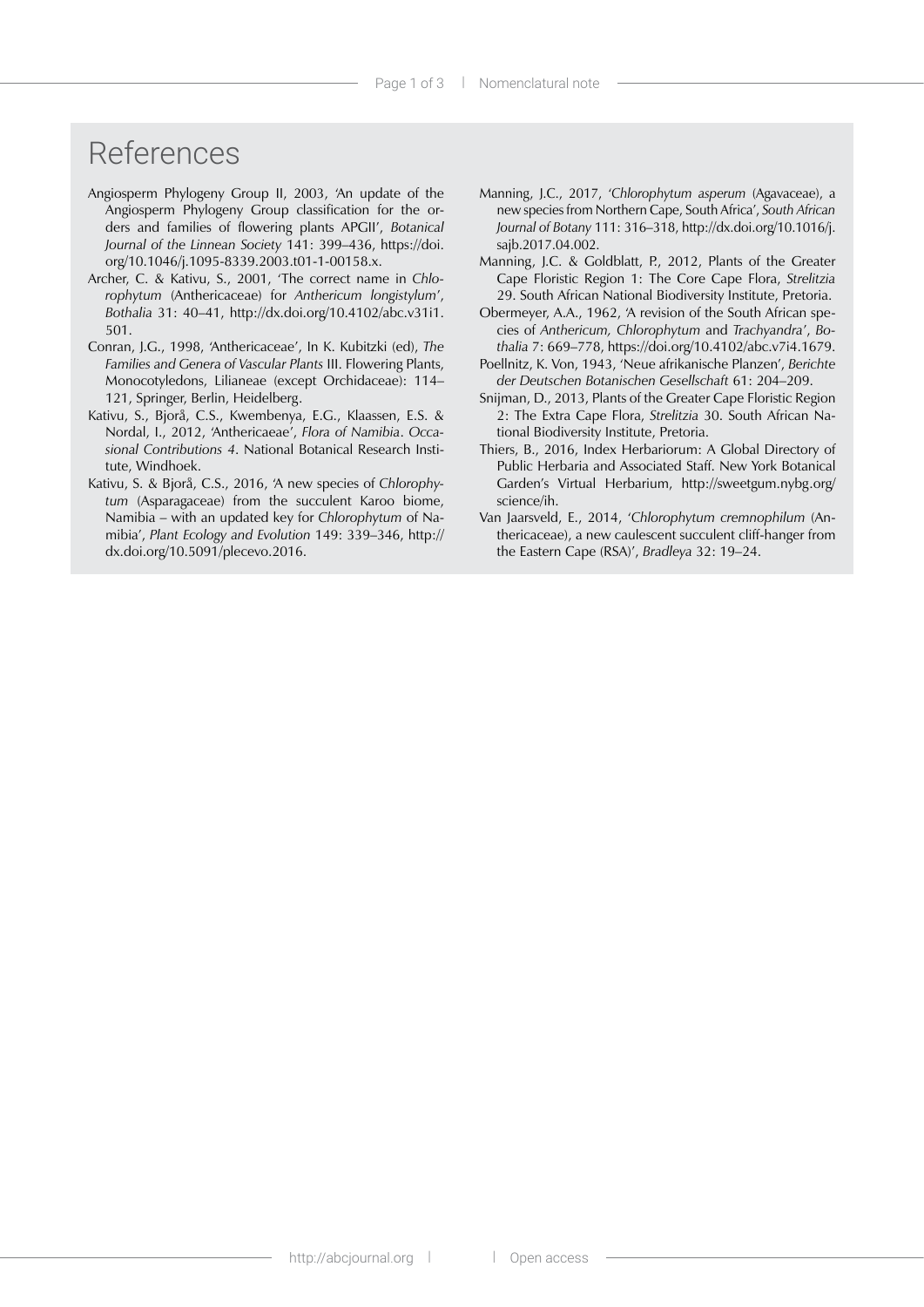# References

Angiosperm Phylogeny Group II, 2003, 'An update of the Angiosperm Phylogeny Group classification for the orders and families of flowering plants APGII', *Botanical Journal of the Linnean Society* 141: 399–436, https://doi.org/10.1046/j.1095-8339.2003.t01-1-00158.x.

Archer, C. & Kativu, S., 2001, 'The correct name in *Chlorophytum* (Anthericaceae) for *Anthericum longistylum*', *Bothalia* 31: 40–41, http://dx.doi.org/10.4102/abc.v31i1.501.

Conran, J.G., 1998, 'Anthericaceae', In K. Kubitzki (ed), *The Families and Genera of Vascular Plants* III. Flowering Plants, Monocotyledons, Lilianeae (except Orchidaceae): 114–121, Springer, Berlin, Heidelberg.

Kativu, S., Bjorå, C.S., Kwembenya, E.G., Klaassen, E.S. & Nordal, I., 2012, 'Anthericaeae', *Flora of Namibia*. *Occasional Contributions 4*. National Botanical Research Institute, Windhoek.

Kativu, S. & Bjorå, C.S., 2016, 'A new species of *Chlorophytum* (Asparagaceae) from the succulent Karoo biome, Namibia – with an updated key for *Chlorophytum* of Namibia', *Plant Ecology and Evolution* 149: 339–346, http://dx.doi.org/10.5091/plecevo.2016.

Manning, J.C., 2017, '*Chlorophytum asperum* (Agavaceae), a new species from Northern Cape, South Africa', *South African Journal of Botany* 111: 316–318, http://dx.doi.org/10.1016/j.sajb.2017.04.002.

Manning, J.C. & Goldblatt, P., 2012, Plants of the Greater Cape Floristic Region 1: The Core Cape Flora, *Strelitzia* 29. South African National Biodiversity Institute, Pretoria.

Obermeyer, A.A., 1962, 'A revision of the South African species of *Anthericum, Chlorophytum* and *Trachyandra*', *Bothalia* 7: 669–778, https://doi.org/10.4102/abc.v7i4.1679.

Poellnitz, K. Von, 1943, 'Neue afrikanische Planzen', *Berichte der Deutschen Botanischen Gesellschaft* 61: 204–209.

Snijman, D., 2013, Plants of the Greater Cape Floristic Region 2: The Extra Cape Flora, *Strelitzia* 30. South African National Biodiversity Institute, Pretoria.

Thiers, B., 2016, Index Herbariorum: A Global Directory of Public Herbaria and Associated Staff. New York Botanical Garden's Virtual Herbarium, http://sweetgum.nybg.org/science/ih.

Van Jaarsveld, E., 2014, '*Chlorophytum cremnophilum* (Anthericaceae), a new caulescent succulent cliff-hanger from the Eastern Cape (RSA)', *Bradleya* 32: 19–24.